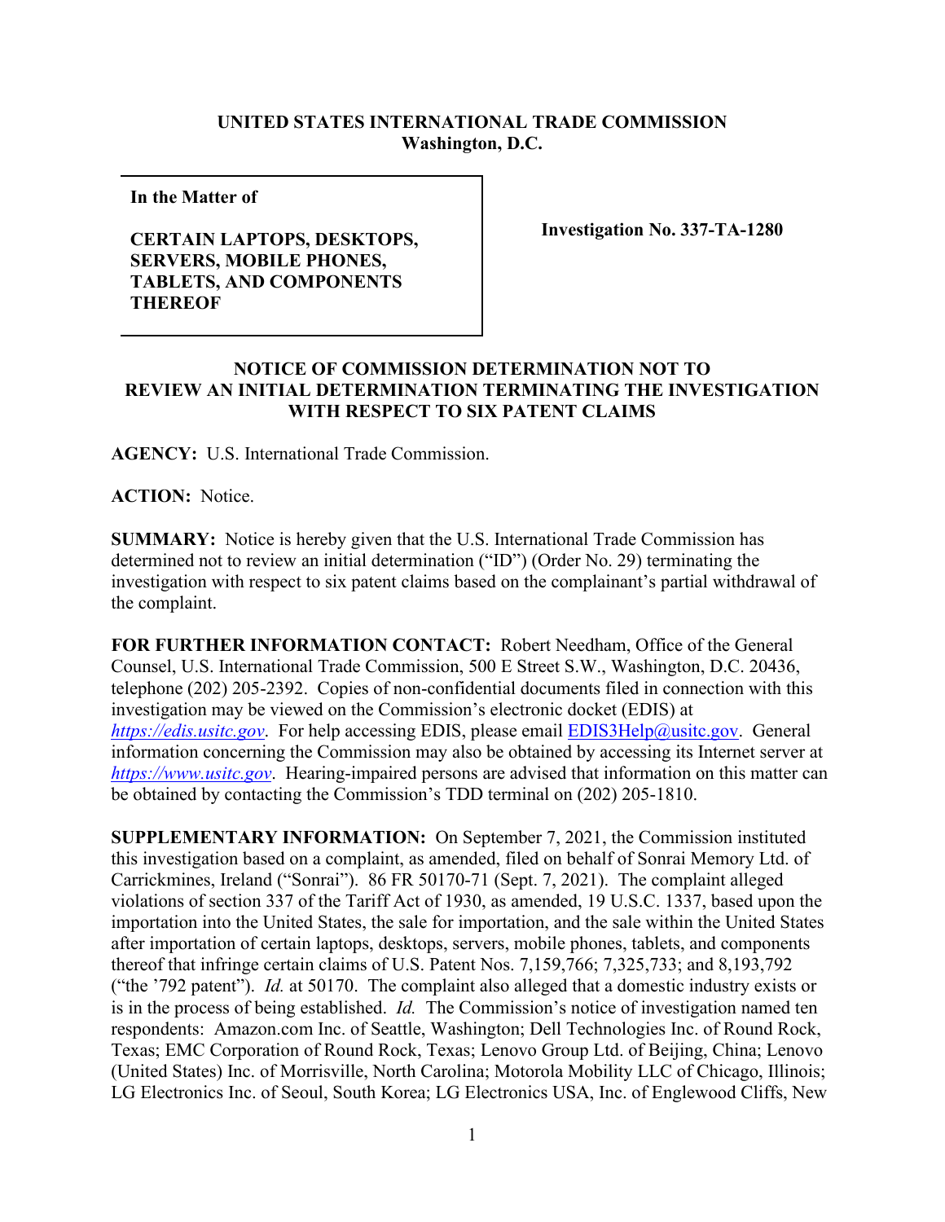**UNITED STATES INTERNATIONAL TRADE COMMISSION**
**Washington, D.C.**

| **In the Matter of**<br><br>**CERTAIN LAPTOPS, DESKTOPS, SERVERS, MOBILE PHONES, TABLETS, AND COMPONENTS THEREOF** | **Investigation No. 337-TA-1280** |
|---|---|

**NOTICE OF COMMISSION DETERMINATION NOT TO REVIEW AN INITIAL DETERMINATION TERMINATING THE INVESTIGATION WITH RESPECT TO SIX PATENT CLAIMS**

**AGENCY:** U.S. International Trade Commission.

**ACTION:** Notice.

**SUMMARY:** Notice is hereby given that the U.S. International Trade Commission has determined not to review an initial determination ("ID") (Order No. 29) terminating the investigation with respect to six patent claims based on the complainant's partial withdrawal of the complaint.

**FOR FURTHER INFORMATION CONTACT:** Robert Needham, Office of the General Counsel, U.S. International Trade Commission, 500 E Street S.W., Washington, D.C. 20436, telephone (202) 205-2392. Copies of non-confidential documents filed in connection with this investigation may be viewed on the Commission's electronic docket (EDIS) at *https://edis.usitc.gov*. For help accessing EDIS, please email EDIS3Help@usitc.gov. General information concerning the Commission may also be obtained by accessing its Internet server at *https://www.usitc.gov*. Hearing-impaired persons are advised that information on this matter can be obtained by contacting the Commission's TDD terminal on (202) 205-1810.

**SUPPLEMENTARY INFORMATION:** On September 7, 2021, the Commission instituted this investigation based on a complaint, as amended, filed on behalf of Sonrai Memory Ltd. of Carrickmines, Ireland ("Sonrai"). 86 FR 50170-71 (Sept. 7, 2021). The complaint alleged violations of section 337 of the Tariff Act of 1930, as amended, 19 U.S.C. 1337, based upon the importation into the United States, the sale for importation, and the sale within the United States after importation of certain laptops, desktops, servers, mobile phones, tablets, and components thereof that infringe certain claims of U.S. Patent Nos. 7,159,766; 7,325,733; and 8,193,792 ("the '792 patent"). *Id.* at 50170. The complaint also alleged that a domestic industry exists or is in the process of being established. *Id.* The Commission's notice of investigation named ten respondents: Amazon.com Inc. of Seattle, Washington; Dell Technologies Inc. of Round Rock, Texas; EMC Corporation of Round Rock, Texas; Lenovo Group Ltd. of Beijing, China; Lenovo (United States) Inc. of Morrisville, North Carolina; Motorola Mobility LLC of Chicago, Illinois; LG Electronics Inc. of Seoul, South Korea; LG Electronics USA, Inc. of Englewood Cliffs, New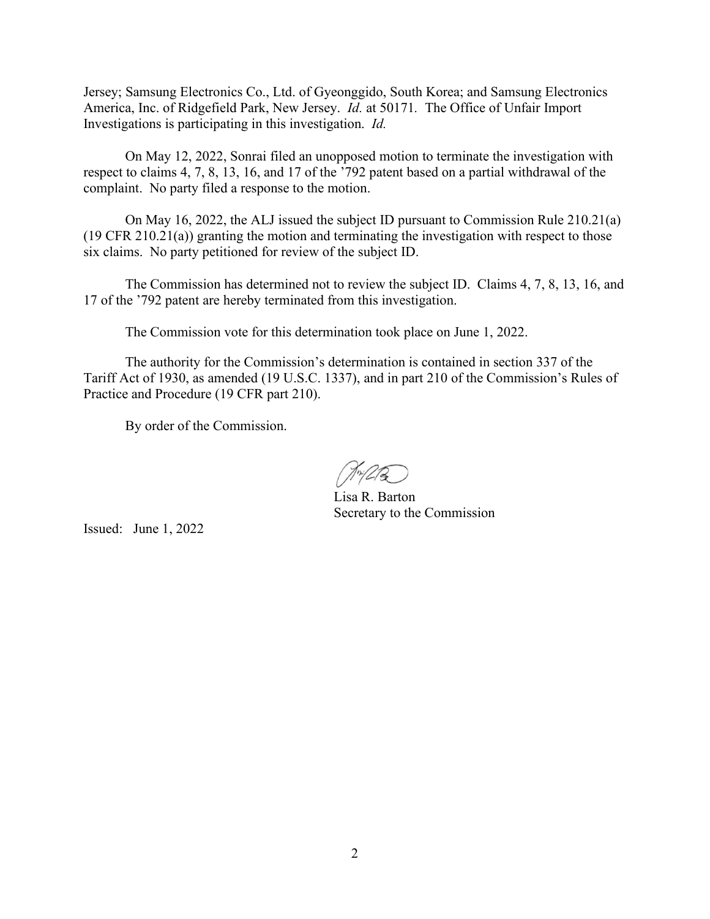Jersey; Samsung Electronics Co., Ltd. of Gyeonggido, South Korea; and Samsung Electronics America, Inc. of Ridgefield Park, New Jersey. *Id.* at 50171. The Office of Unfair Import Investigations is participating in this investigation. *Id.*

On May 12, 2022, Sonrai filed an unopposed motion to terminate the investigation with respect to claims 4, 7, 8, 13, 16, and 17 of the '792 patent based on a partial withdrawal of the complaint. No party filed a response to the motion.

On May 16, 2022, the ALJ issued the subject ID pursuant to Commission Rule 210.21(a) (19 CFR 210.21(a)) granting the motion and terminating the investigation with respect to those six claims. No party petitioned for review of the subject ID.

The Commission has determined not to review the subject ID. Claims 4, 7, 8, 13, 16, and 17 of the '792 patent are hereby terminated from this investigation.

The Commission vote for this determination took place on June 1, 2022.

The authority for the Commission's determination is contained in section 337 of the Tariff Act of 1930, as amended (19 U.S.C. 1337), and in part 210 of the Commission's Rules of Practice and Procedure (19 CFR part 210).

By order of the Commission.

Lisa R. Barton
Secretary to the Commission

Issued: June 1, 2022